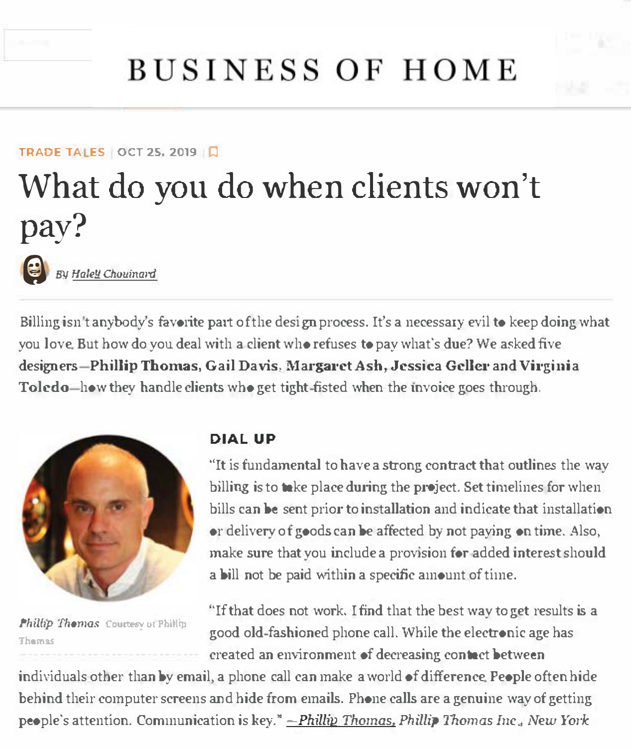# BUSINESS OF HOME

TRADE TALES | OCT 25, 2019

# What do you do when clients won't pay?

By *Haley Chouinard*

Billing isn't anybody's favorite part of the design process. It's a necessary evil to keep doing what you love. But how do you deal with a client who refuses to pay what's due? We asked five designers—**Phillip Thomas, Gail Davis, Margaret Ash, Jessica Geller and Virginia Toledo**—how they handle clients who get tight-fisted when the invoice goes through.

*Phillip Thomas* Courtesy of Phillip Thomas

## DIAL UP

"It is fundamental to have a strong contract that outlines the way billing is to take place during the project. Set timelines for when bills can be sent prior to installation and indicate that installation or delivery of goods can be affected by not paying on time. Also, make sure that you include a provision for added interest should a bill not be paid within a specific amount of time.

"If that does not work, I find that the best way to get results is a good old-fashioned phone call. While the electronic age has created an environment of decreasing contact between individuals other than by email, a phone call can make a world of difference. People often hide behind their computer screens and hide from emails. Phone calls are a genuine way of getting people's attention. Communication is key." *—Phillip Thomas, Phillip Thomas Inc., New York*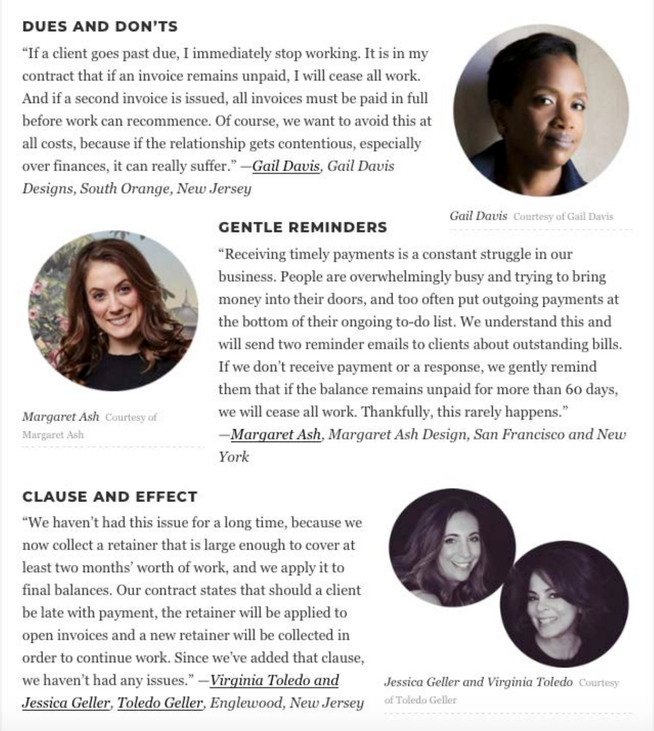## DUES AND DON'TS

"If a client goes past due, I immediately stop working. It is in my contract that if an invoice remains unpaid, I will cease all work. And if a second invoice is issued, all invoices must be paid in full before work can recommence. Of course, we want to avoid this at all costs, because if the relationship gets contentious, especially over finances, it can really suffer." —*Gail Davis, Gail Davis Designs, South Orange, New Jersey*

*Gail Davis* Courtesy of Gail Davis

## GENTLE REMINDERS

"Receiving timely payments is a constant struggle in our business. People are overwhelmingly busy and trying to bring money into their doors, and too often put outgoing payments at the bottom of their ongoing to-do list. We understand this and will send two reminder emails to clients about outstanding bills. If we don't receive payment or a response, we gently remind them that if the balance remains unpaid for more than 60 days, we will cease all work. Thankfully, this rarely happens." —*Margaret Ash, Margaret Ash Design, San Francisco and New York*

*Margaret Ash* Courtesy of Margaret Ash

## CLAUSE AND EFFECT

"We haven't had this issue for a long time, because we now collect a retainer that is large enough to cover at least two months' worth of work, and we apply it to final balances. Our contract states that should a client be late with payment, the retainer will be applied to open invoices and a new retainer will be collected in order to continue work. Since we've added that clause, we haven't had any issues." —*Virginia Toledo and Jessica Geller, Toledo Geller, Englewood, New Jersey*

*Jessica Geller and Virginia Toledo* Courtesy of Toledo Geller